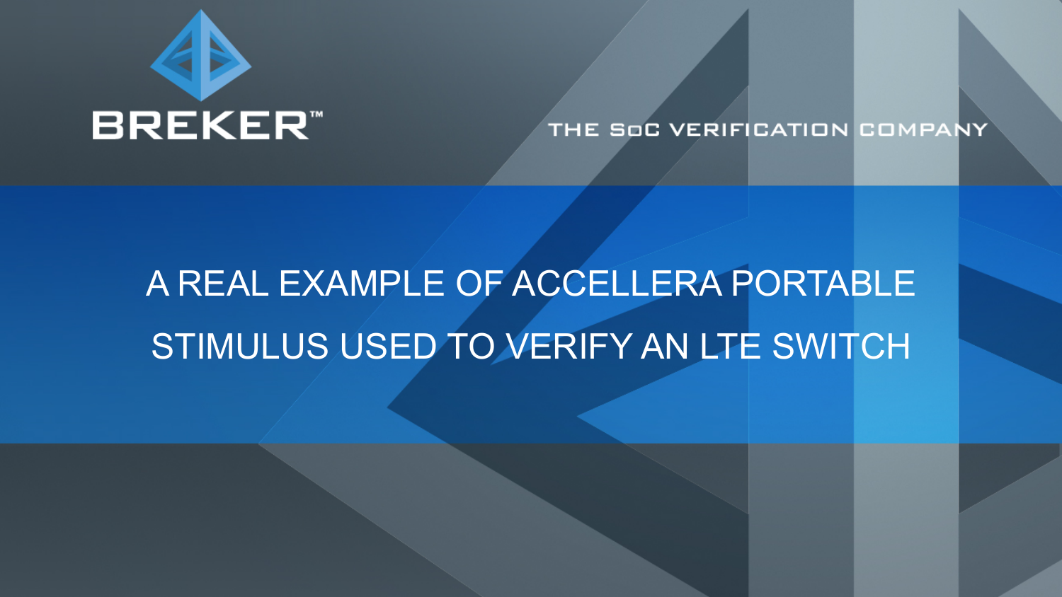BREKER™

THE SoC VERIFICATION COMPANY

# A REAL EXAMPLE OF ACCELLERA PORTABLE STIMULUS USED TO VERIFY AN LTE SWITCH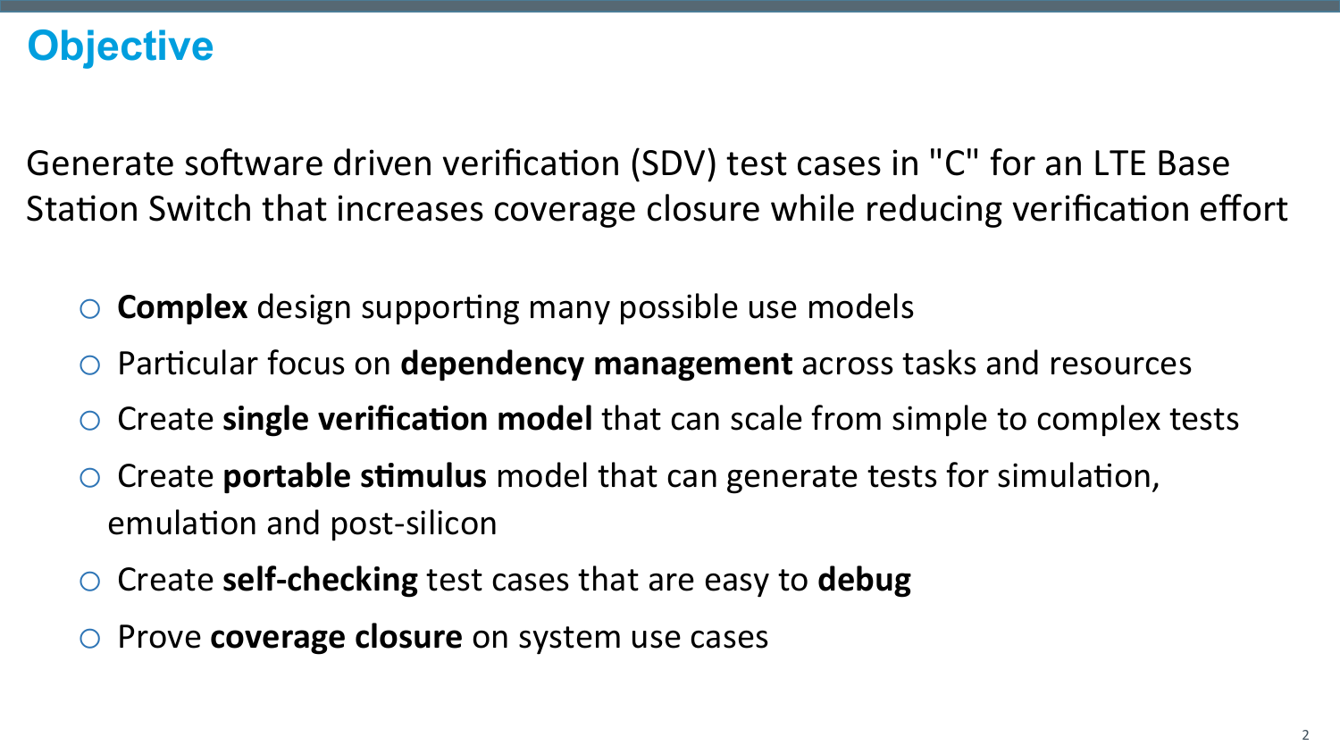# Objective

Generate software driven verification (SDV) test cases in "C" for an LTE Base Station Switch that increases coverage closure while reducing verification effort

- **Complex** design supporting many possible use models
- Particular focus on **dependency management** across tasks and resources
- Create **single verification model** that can scale from simple to complex tests
- Create **portable stimulus** model that can generate tests for simulation, emulation and post-silicon
- Create **self-checking** test cases that are easy to **debug**
- Prove **coverage closure** on system use cases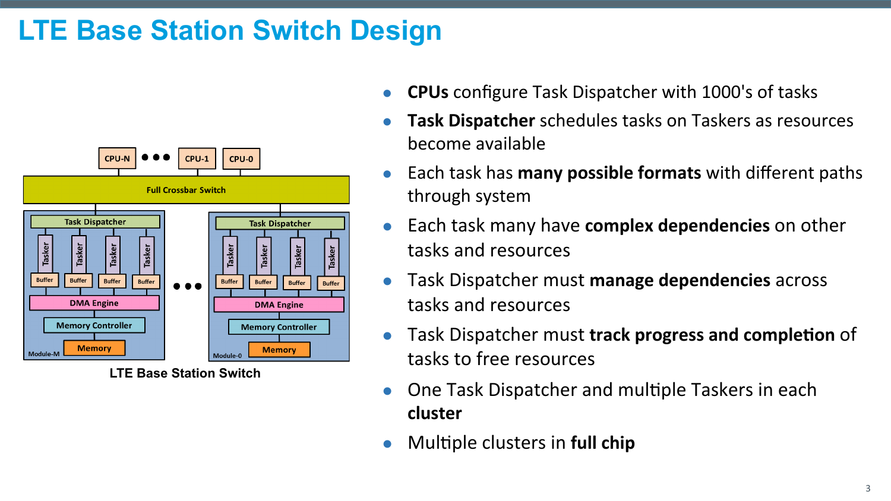# LTE Base Station Switch Design

LTE Base Station Switch

- **CPUs** configure Task Dispatcher with 1000's of tasks
- **Task Dispatcher** schedules tasks on Taskers as resources become available
- Each task has **many possible formats** with different paths through system
- Each task many have **complex dependencies** on other tasks and resources
- Task Dispatcher must **manage dependencies** across tasks and resources
- Task Dispatcher must **track progress and completion** of tasks to free resources
- One Task Dispatcher and multiple Taskers in each **cluster**
- Multiple clusters in **full chip**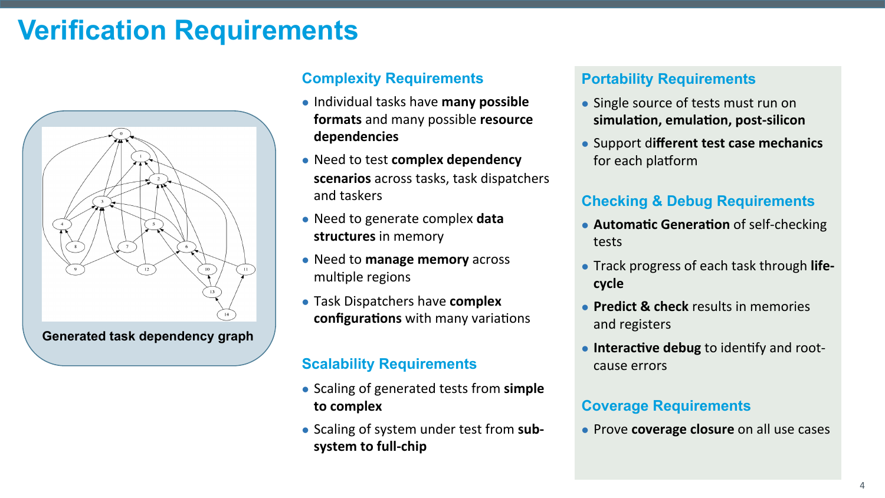# Verification Requirements

Generated task dependency graph

## Complexity Requirements

- Individual tasks have **many possible formats** and many possible **resource dependencies**
- Need to test **complex dependency scenarios** across tasks, task dispatchers and taskers
- Need to generate complex **data structures** in memory
- Need to **manage memory** across multiple regions
- Task Dispatchers have **complex configurations** with many variations

## Scalability Requirements

- Scaling of generated tests from **simple to complex**
- Scaling of system under test from **sub-system to full-chip**

## Portability Requirements

- Single source of tests must run on **simulation, emulation, post-silicon**
- Support d**ifferent test case mechanics** for each platform

## Checking & Debug Requirements

- **Automatic Generation** of self-checking tests
- Track progress of each task through **life-cycle**
- **Predict & check** results in memories and registers
- **Interactive debug** to identify and root-cause errors

## Coverage Requirements

- Prove **coverage closure** on all use cases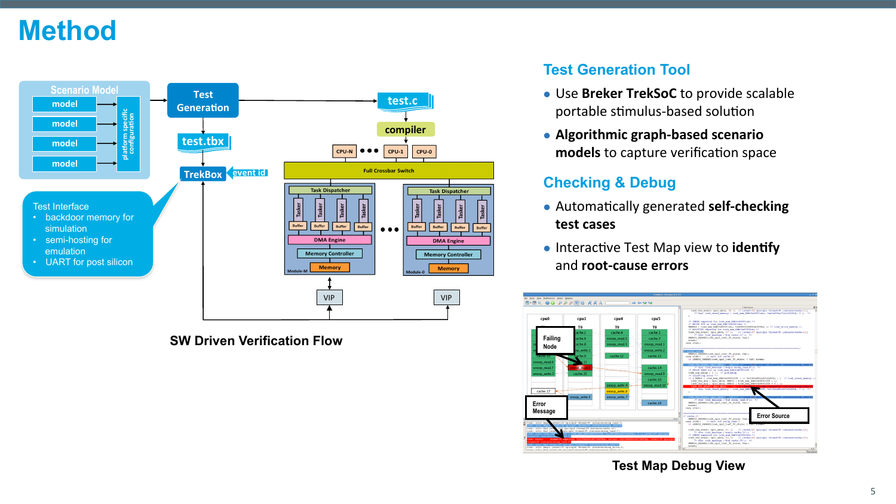# Method

Scenario Model

model

model

model

model

platform specific configuration

Test Generation

test.tbx

TrekBox

event id

test.c

compiler

CPU-N ••• CPU-1 CPU-0

Full Crossbar Switch

Task Dispatcher

Tasker Tasker Tasker Tasker

Buffer Buffer Buffer Buffer

DMA Engine

Memory Controller

Memory

Module-M ••• Module-0

VIP VIP

Test Interface
- backdoor memory for simulation
- semi-hosting for emulation
- UART for post silicon

**SW Driven Verification Flow**

## Test Generation Tool

- Use **Breker TrekSoC** to provide scalable portable stimulus-based solution
- **Algorithmic graph-based scenario models** to capture verification space

## Checking & Debug

- Automatically generated **self-checking test cases**
- Interactive Test Map view to **identify** and **root-cause errors**

Failing Node

Error Message

Error Source

**Test Map Debug View**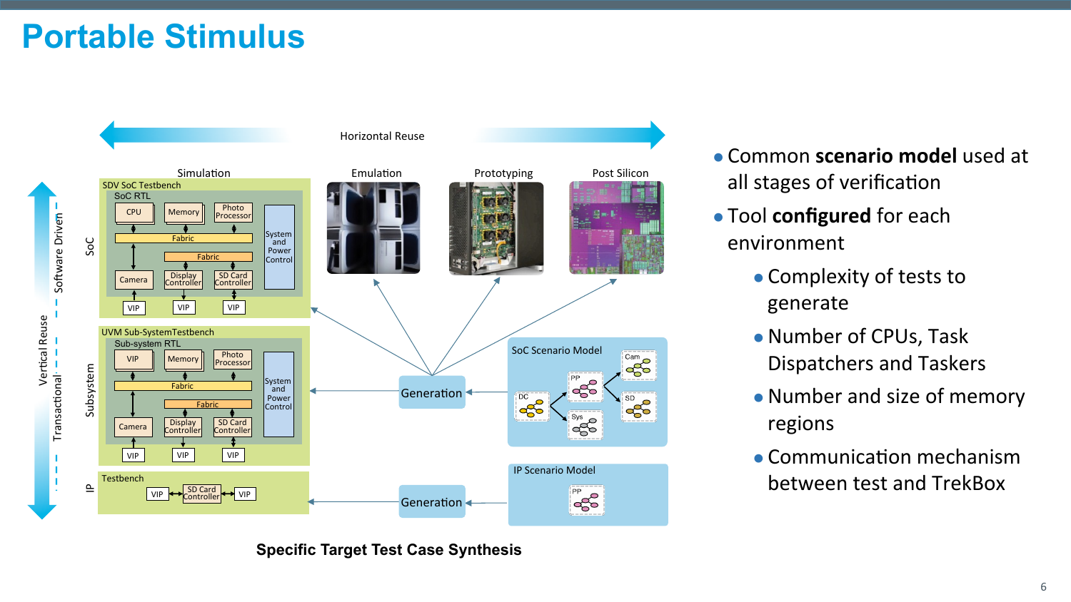# Portable Stimulus

Horizontal Reuse

Simulation | Emulation | Prototyping | Post Silicon

Vertical Reuse: Software Driven / Transactional

SoC — SDV SoC Testbench, SoC RTL: CPU, Memory, Photo Processor, Fabric, Fabric, Camera, Display Controller, SD Card Controller, System and Power Control, VIP, VIP, VIP

Subsystem — UVM Sub-SystemTestbench, Sub-system RTL: VIP, Memory, Photo Processor, Fabric, Fabric, Camera, Display Controller, SD Card Controller, System and Power Control, VIP, VIP, VIP

IP — Testbench: VIP, SD Card Controller, VIP

Generation — SoC Scenario Model (Cam, PP, DC, SD, Sys)

Generation — IP Scenario Model (PP)

**Specific Target Test Case Synthesis**

- Common **scenario model** used at all stages of verification
- Tool **configured** for each environment
  - Complexity of tests to generate
  - Number of CPUs, Task Dispatchers and Taskers
  - Number and size of memory regions
  - Communication mechanism between test and TrekBox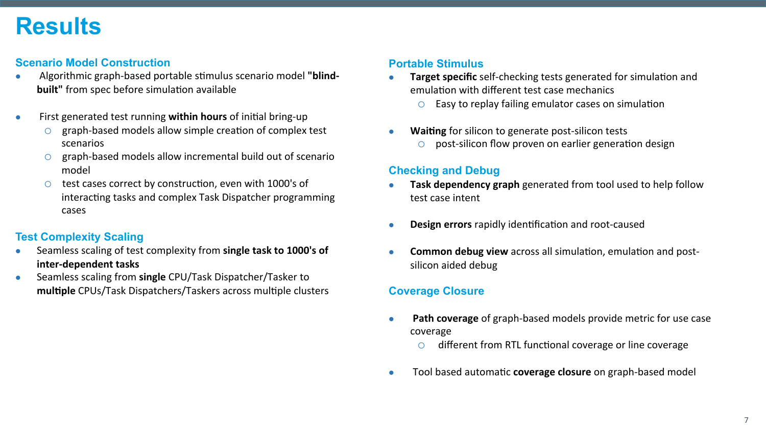# Results

## Scenario Model Construction

- Algorithmic graph-based portable stimulus scenario model **"blind-built"** from spec before simulation available

- First generated test running **within hours** of initial bring-up
  - graph-based models allow simple creation of complex test scenarios
  - graph-based models allow incremental build out of scenario model
  - test cases correct by construction, even with 1000's of interacting tasks and complex Task Dispatcher programming cases

## Test Complexity Scaling

- Seamless scaling of test complexity from **single task to 1000's of inter-dependent tasks**
- Seamless scaling from **single** CPU/Task Dispatcher/Tasker to **multiple** CPUs/Task Dispatchers/Taskers across multiple clusters

## Portable Stimulus

- **Target specific** self-checking tests generated for simulation and emulation with different test case mechanics
  - Easy to replay failing emulator cases on simulation

- **Waiting** for silicon to generate post-silicon tests
  - post-silicon flow proven on earlier generation design

## Checking and Debug

- **Task dependency graph** generated from tool used to help follow test case intent

- **Design errors** rapidly identification and root-caused

- **Common debug view** across all simulation, emulation and post-silicon aided debug

## Coverage Closure

- **Path coverage** of graph-based models provide metric for use case coverage
  - different from RTL functional coverage or line coverage

- Tool based automatic **coverage closure** on graph-based model